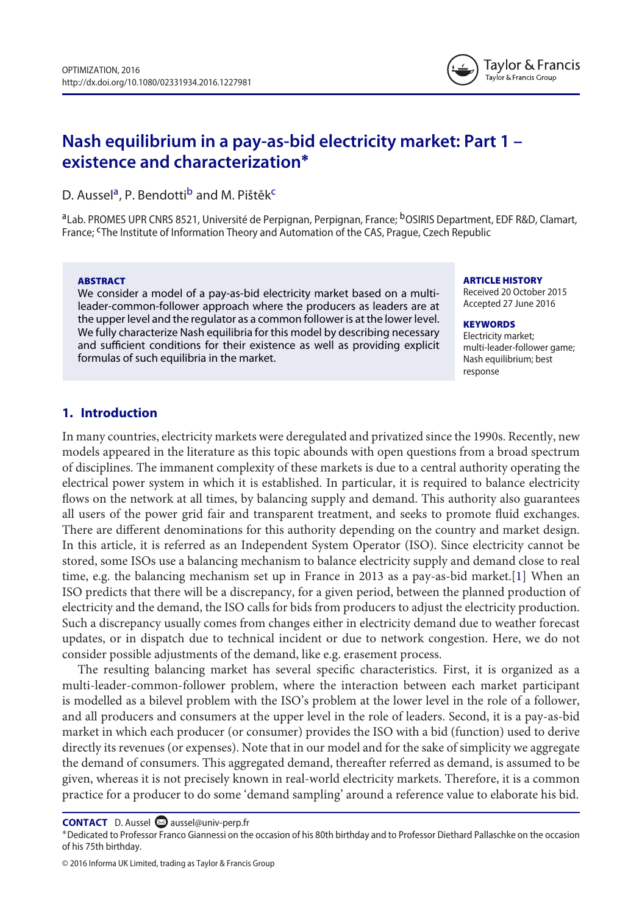# Nash equilibrium in a pay-as-bid electricity market: Part 1 – existence and characterization*

D. Aussel[a], P. Bendotti[b] and M. Pištěk[c]

[a]Lab. PROMES UPR CNRS 8521, Université de Perpignan, Perpignan, France; [b]OSIRIS Department, EDF R&D, Clamart, France; [c]The Institute of Information Theory and Automation of the CAS, Prague, Czech Republic

**ABSTRACT**

We consider a model of a pay-as-bid electricity market based on a multi-leader-common-follower approach where the producers as leaders are at the upper level and the regulator as a common follower is at the lower level. We fully characterize Nash equilibria for this model by describing necessary and sufficient conditions for their existence as well as providing explicit formulas of such equilibria in the market.

**ARTICLE HISTORY**

Received 20 October 2015
Accepted 27 June 2016

**KEYWORDS**

Electricity market; multi-leader-follower game; Nash equilibrium; best response

## 1. Introduction

In many countries, electricity markets were deregulated and privatized since the 1990s. Recently, new models appeared in the literature as this topic abounds with open questions from a broad spectrum of disciplines. The immanent complexity of these markets is due to a central authority operating the electrical power system in which it is established. In particular, it is required to balance electricity flows on the network at all times, by balancing supply and demand. This authority also guarantees all users of the power grid fair and transparent treatment, and seeks to promote fluid exchanges. There are different denominations for this authority depending on the country and market design. In this article, it is referred as an Independent System Operator (ISO). Since electricity cannot be stored, some ISOs use a balancing mechanism to balance electricity supply and demand close to real time, e.g. the balancing mechanism set up in France in 2013 as a pay-as-bid market.[1] When an ISO predicts that there will be a discrepancy, for a given period, between the planned production of electricity and the demand, the ISO calls for bids from producers to adjust the electricity production. Such a discrepancy usually comes from changes either in electricity demand due to weather forecast updates, or in dispatch due to technical incident or due to network congestion. Here, we do not consider possible adjustments of the demand, like e.g. erasement process.

The resulting balancing market has several specific characteristics. First, it is organized as a multi-leader-common-follower problem, where the interaction between each market participant is modelled as a bilevel problem with the ISO's problem at the lower level in the role of a follower, and all producers and consumers at the upper level in the role of leaders. Second, it is a pay-as-bid market in which each producer (or consumer) provides the ISO with a bid (function) used to derive directly its revenues (or expenses). Note that in our model and for the sake of simplicity we aggregate the demand of consumers. This aggregated demand, thereafter referred as demand, is assumed to be given, whereas it is not precisely known in real-world electricity markets. Therefore, it is a common practice for a producer to do some 'demand sampling' around a reference value to elaborate his bid.

**CONTACT** D. Aussel aussel@univ-perp.fr

*Dedicated to Professor Franco Giannessi on the occasion of his 80th birthday and to Professor Diethard Pallaschke on the occasion of his 75th birthday.

© 2016 Informa UK Limited, trading as Taylor & Francis Group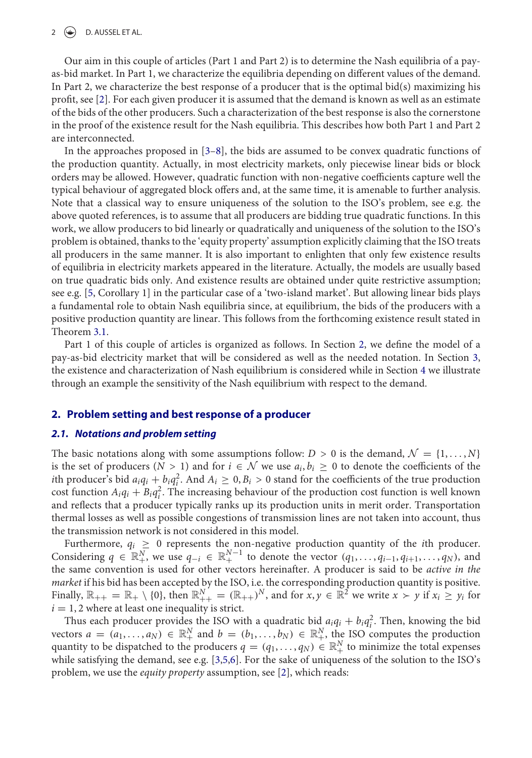Our aim in this couple of articles (Part 1 and Part 2) is to determine the Nash equilibria of a pay-as-bid market. In Part 1, we characterize the equilibria depending on different values of the demand. In Part 2, we characterize the best response of a producer that is the optimal bid(s) maximizing his profit, see [2]. For each given producer it is assumed that the demand is known as well as an estimate of the bids of the other producers. Such a characterization of the best response is also the cornerstone in the proof of the existence result for the Nash equilibria. This describes how both Part 1 and Part 2 are interconnected.

In the approaches proposed in [3–8], the bids are assumed to be convex quadratic functions of the production quantity. Actually, in most electricity markets, only piecewise linear bids or block orders may be allowed. However, quadratic function with non-negative coefficients capture well the typical behaviour of aggregated block offers and, at the same time, it is amenable to further analysis. Note that a classical way to ensure uniqueness of the solution to the ISO's problem, see e.g. the above quoted references, is to assume that all producers are bidding true quadratic functions. In this work, we allow producers to bid linearly or quadratically and uniqueness of the solution to the ISO's problem is obtained, thanks to the 'equity property' assumption explicitly claiming that the ISO treats all producers in the same manner. It is also important to enlighten that only few existence results of equilibria in electricity markets appeared in the literature. Actually, the models are usually based on true quadratic bids only. And existence results are obtained under quite restrictive assumption; see e.g. [5, Corollary 1] in the particular case of a 'two-island market'. But allowing linear bids plays a fundamental role to obtain Nash equilibria since, at equilibrium, the bids of the producers with a positive production quantity are linear. This follows from the forthcoming existence result stated in Theorem 3.1.

Part 1 of this couple of articles is organized as follows. In Section 2, we define the model of a pay-as-bid electricity market that will be considered as well as the needed notation. In Section 3, the existence and characterization of Nash equilibrium is considered while in Section 4 we illustrate through an example the sensitivity of the Nash equilibrium with respect to the demand.

## 2. Problem setting and best response of a producer

### 2.1. Notations and problem setting

The basic notations along with some assumptions follow: $D > 0$ is the demand, $\mathcal{N} = \{1, \dots, N\}$ is the set of producers ($N > 1$) and for $i \in \mathcal{N}$ we use $a_i, b_i \geq 0$ to denote the coefficients of the $i$th producer's bid $a_i q_i + b_i q_i^2$. And $A_i \geq 0, B_i > 0$ stand for the coefficients of the true production cost function $A_i q_i + B_i q_i^2$. The increasing behaviour of the production cost function is well known and reflects that a producer typically ranks up its production units in merit order. Transportation thermal losses as well as possible congestions of transmission lines are not taken into account, thus the transmission network is not considered in this model.

Furthermore, $q_i \geq 0$ represents the non-negative production quantity of the $i$th producer. Considering $q \in \mathbb{R}^N_+$, we use $q_{-i} \in \mathbb{R}^{N-1}_+$ to denote the vector $(q_1, \dots, q_{i-1}, q_{i+1}, \dots, q_N)$, and the same convention is used for other vectors hereinafter. A producer is said to be *active in the market* if his bid has been accepted by the ISO, i.e. the corresponding production quantity is positive. Finally, $\mathbb{R}_{++} = \mathbb{R}_+ \setminus \{0\}$, then $\mathbb{R}^N_{++} = (\mathbb{R}_{++})^N$, and for $x, y \in \mathbb{R}^2$ we write $x \succ y$ if $x_i \geq y_i$ for $i = 1, 2$ where at least one inequality is strict.

Thus each producer provides the ISO with a quadratic bid $a_i q_i + b_i q_i^2$. Then, knowing the bid vectors $a = (a_1, \dots, a_N) \in \mathbb{R}^N_+$ and $b = (b_1, \dots, b_N) \in \mathbb{R}^N_+$, the ISO computes the production quantity to be dispatched to the producers $q = (q_1, \dots, q_N) \in \mathbb{R}^N_+$ to minimize the total expenses while satisfying the demand, see e.g. [3,5,6]. For the sake of uniqueness of the solution to the ISO's problem, we use the *equity property* assumption, see [2], which reads: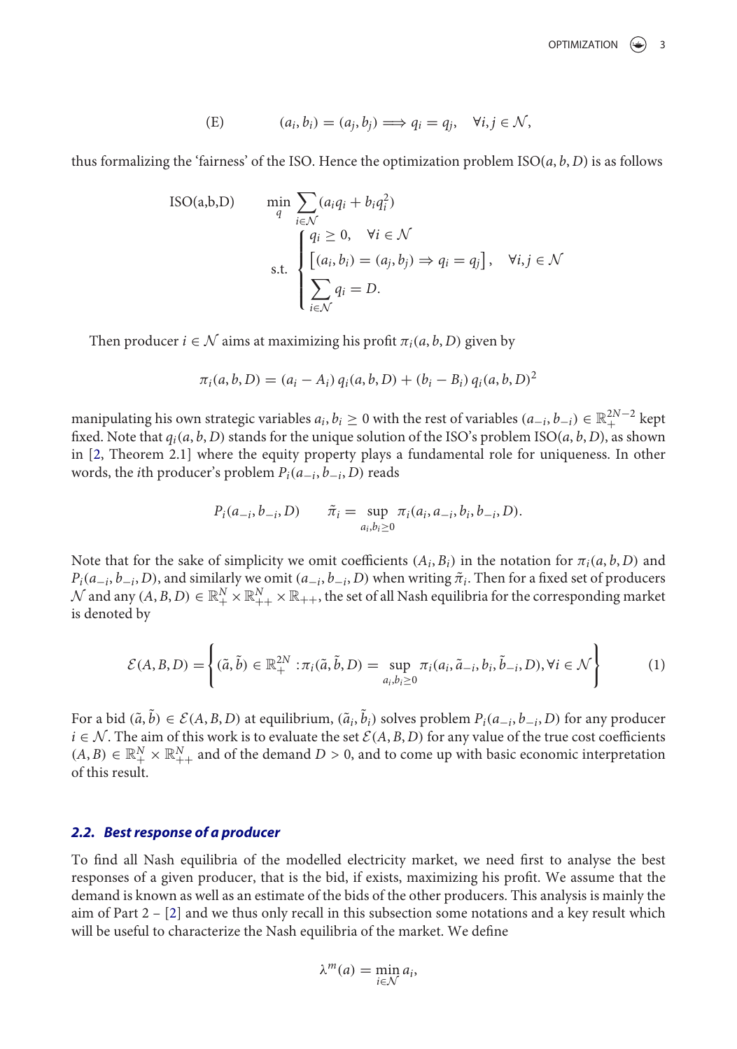$$\text{(E)} \qquad (a_i, b_i) = (a_j, b_j) \Longrightarrow q_i = q_j, \quad \forall i, j \in \mathcal{N},$$

thus formalizing the 'fairness' of the ISO. Hence the optimization problem ISO$(a, b, D)$ is as follows

$$\text{ISO(a,b,D)} \qquad \min_{q} \sum_{i \in \mathcal{N}} (a_i q_i + b_i q_i^2)$$
$$\text{s.t.} \begin{cases} q_i \geq 0, \quad \forall i \in \mathcal{N} \\ \left[(a_i, b_i) = (a_j, b_j) \Rightarrow q_i = q_j\right], \quad \forall i, j \in \mathcal{N} \\ \displaystyle\sum_{i \in \mathcal{N}} q_i = D. \end{cases}$$

Then producer $i \in \mathcal{N}$ aims at maximizing his profit $\pi_i(a, b, D)$ given by

$$\pi_i(a, b, D) = (a_i - A_i)\, q_i(a, b, D) + (b_i - B_i)\, q_i(a, b, D)^2$$

manipulating his own strategic variables $a_i, b_i \geq 0$ with the rest of variables $(a_{-i}, b_{-i}) \in \mathbb{R}_+^{2N-2}$ kept fixed. Note that $q_i(a, b, D)$ stands for the unique solution of the ISO's problem ISO$(a, b, D)$, as shown in [2, Theorem 2.1] where the equity property plays a fundamental role for uniqueness. In other words, the $i$th producer's problem $P_i(a_{-i}, b_{-i}, D)$ reads

$$P_i(a_{-i}, b_{-i}, D) \qquad \tilde{\pi}_i = \sup_{a_i, b_i \geq 0} \pi_i(a_i, a_{-i}, b_i, b_{-i}, D).$$

Note that for the sake of simplicity we omit coefficients $(A_i, B_i)$ in the notation for $\pi_i(a, b, D)$ and $P_i(a_{-i}, b_{-i}, D)$, and similarly we omit $(a_{-i}, b_{-i}, D)$ when writing $\tilde{\pi}_i$. Then for a fixed set of producers $\mathcal{N}$ and any $(A, B, D) \in \mathbb{R}_+^N \times \mathbb{R}_{++}^N \times \mathbb{R}_{++}$, the set of all Nash equilibria for the corresponding market is denoted by

$$\mathcal{E}(A, B, D) = \left\{ (\tilde{a}, \tilde{b}) \in \mathbb{R}_+^{2N} : \pi_i(\tilde{a}, \tilde{b}, D) = \sup_{a_i, b_i \geq 0} \pi_i(a_i, \tilde{a}_{-i}, b_i, \tilde{b}_{-i}, D), \forall i \in \mathcal{N} \right\} \tag{1}$$

For a bid $(\tilde{a}, \tilde{b}) \in \mathcal{E}(A, B, D)$ at equilibrium, $(\tilde{a}_i, \tilde{b}_i)$ solves problem $P_i(a_{-i}, b_{-i}, D)$ for any producer $i \in \mathcal{N}$. The aim of this work is to evaluate the set $\mathcal{E}(A, B, D)$ for any value of the true cost coefficients $(A, B) \in \mathbb{R}_+^N \times \mathbb{R}_{++}^N$ and of the demand $D > 0$, and to come up with basic economic interpretation of this result.

### *2.2. Best response of a producer*

To find all Nash equilibria of the modelled electricity market, we need first to analyse the best responses of a given producer, that is the bid, if exists, maximizing his profit. We assume that the demand is known as well as an estimate of the bids of the other producers. This analysis is mainly the aim of Part 2 – [2] and we thus only recall in this subsection some notations and a key result which will be useful to characterize the Nash equilibria of the market. We define

$$\lambda^m(a) = \min_{i \in \mathcal{N}} a_i,$$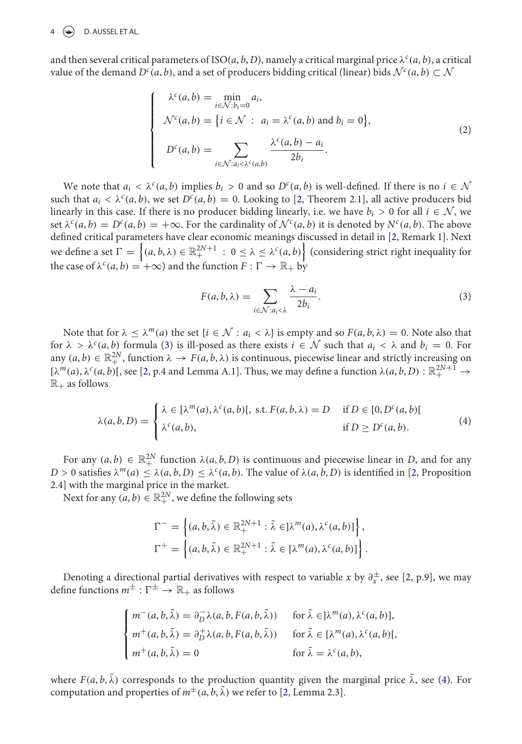and then several critical parameters of ISO$(a, b, D)$, namely a critical marginal price $\lambda^c(a, b)$, a critical value of the demand $D^c(a, b)$, and a set of producers bidding critical (linear) bids $\mathcal{N}^c(a, b) \subset \mathcal{N}$

$$
\begin{cases}
\lambda^c(a, b) = \min\limits_{i \in \mathcal{N} : b_i = 0} a_i, \\
\mathcal{N}^c(a, b) = \left\{ i \in \mathcal{N} \ : \ a_i = \lambda^c(a, b) \text{ and } b_i = 0 \right\}, \\
D^c(a, b) = \displaystyle\sum_{i \in \mathcal{N} : a_i < \lambda^c(a, b)} \frac{\lambda^c(a, b) - a_i}{2 b_i}.
\end{cases}
\tag{2}
$$

We note that $a_i < \lambda^c(a, b)$ implies $b_i > 0$ and so $D^c(a, b)$ is well-defined. If there is no $i \in \mathcal{N}$ such that $a_i < \lambda^c(a, b)$, we set $D^c(a, b) = 0$. Looking to [2, Theorem 2.1], all active producers bid linearly in this case. If there is no producer bidding linearly, i.e. we have $b_i > 0$ for all $i \in \mathcal{N}$, we set $\lambda^c(a, b) = D^c(a, b) = +\infty$. For the cardinality of $\mathcal{N}^c(a, b)$ it is denoted by $N^c(a, b)$. The above defined critical parameters have clear economic meanings discussed in detail in [2, Remark 1]. Next we define a set $\Gamma = \left\{ (a, b, \lambda) \in \mathbb{R}_+^{2N+1} \ : \ 0 \le \lambda \le \lambda^c(a, b) \right\}$ (considering strict right inequality for the case of $\lambda^c(a, b) = +\infty$) and the function $F : \Gamma \to \mathbb{R}_+$ by

$$
F(a, b, \lambda) = \sum_{i \in \mathcal{N} : a_i < \lambda} \frac{\lambda - a_i}{2 b_i}.
\tag{3}
$$

Note that for $\lambda \le \lambda^m(a)$ the set $\{ i \in \mathcal{N} : a_i < \lambda \}$ is empty and so $F(a, b, \lambda) = 0$. Note also that for $\lambda > \lambda^c(a, b)$ formula (3) is ill-posed as there exists $i \in \mathcal{N}$ such that $a_i < \lambda$ and $b_i = 0$. For any $(a, b) \in \mathbb{R}_+^{2N}$, function $\lambda \to F(a, b, \lambda)$ is continuous, piecewise linear and strictly increasing on $[\lambda^m(a), \lambda^c(a, b)[$, see [2, p.4 and Lemma A.1]. Thus, we may define a function $\lambda(a, b, D) : \mathbb{R}_+^{2N+1} \to \mathbb{R}_+$ as follows

$$
\lambda(a, b, D) =
\begin{cases}
\lambda \in [\lambda^m(a), \lambda^c(a, b)[, \text{ s.t. } F(a, b, \lambda) = D & \text{if } D \in [0, D^c(a, b)[ \\
\lambda^c(a, b), & \text{if } D \ge D^c(a, b).
\end{cases}
\tag{4}
$$

For any $(a, b) \in \mathbb{R}_+^{2N}$ function $\lambda(a, b, D)$ is continuous and piecewise linear in $D$, and for any $D > 0$ satisfies $\lambda^m(a) \le \lambda(a, b, D) \le \lambda^c(a, b)$. The value of $\lambda(a, b, D)$ is identified in [2, Proposition 2.4] with the marginal price in the market.

Next for any $(a, b) \in \mathbb{R}_+^{2N}$, we define the following sets

$$
\Gamma^- = \left\{ (a, b, \tilde{\lambda}) \in \mathbb{R}_+^{2N+1} : \tilde{\lambda} \in ]\lambda^m(a), \lambda^c(a, b)] \right\},
$$
$$
\Gamma^+ = \left\{ (a, b, \tilde{\lambda}) \in \mathbb{R}_+^{2N+1} : \tilde{\lambda} \in [\lambda^m(a), \lambda^c(a, b)] \right\}.
$$

Denoting a directional partial derivatives with respect to variable $x$ by $\partial_x^{\pm}$, see [2, p.9], we may define functions $m^{\pm} : \Gamma^{\pm} \to \mathbb{R}_+$ as follows

$$
\begin{cases}
m^-(a, b, \tilde{\lambda}) = \partial_D^- \lambda(a, b, F(a, b, \tilde{\lambda})) & \text{for } \tilde{\lambda} \in ]\lambda^m(a), \lambda^c(a, b)], \\
m^+(a, b, \tilde{\lambda}) = \partial_D^+ \lambda(a, b, F(a, b, \tilde{\lambda})) & \text{for } \tilde{\lambda} \in [\lambda^m(a), \lambda^c(a, b)[, \\
m^+(a, b, \tilde{\lambda}) = 0 & \text{for } \tilde{\lambda} = \lambda^c(a, b),
\end{cases}
$$

where $F(a, b, \tilde{\lambda})$ corresponds to the production quantity given the marginal price $\tilde{\lambda}$, see (4). For computation and properties of $m^{\pm}(a, b, \tilde{\lambda})$ we refer to [2, Lemma 2.3].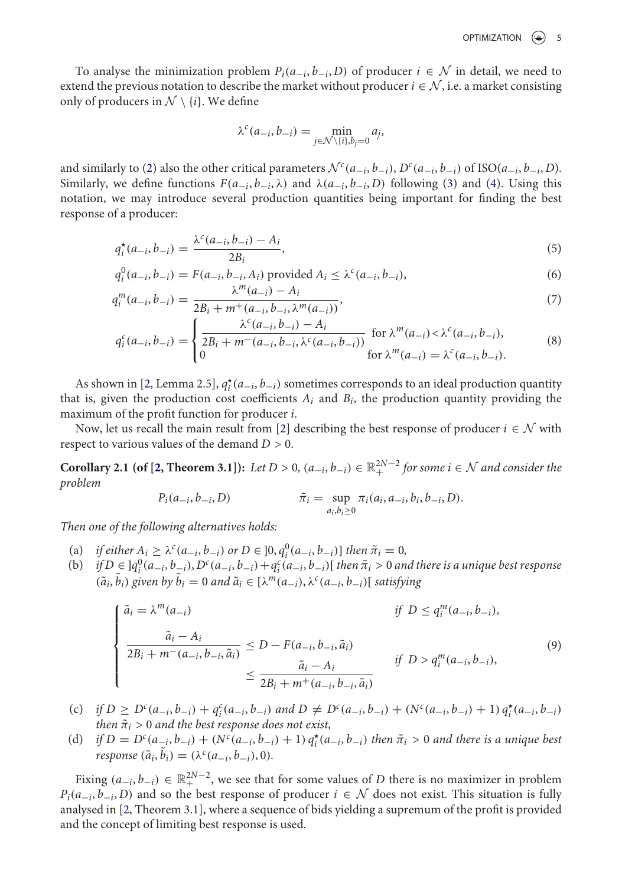To analyse the minimization problem $P_i(a_{-i}, b_{-i}, D)$ of producer $i \in \mathcal{N}$ in detail, we need to extend the previous notation to describe the market without producer $i \in \mathcal{N}$, i.e. a market consisting only of producers in $\mathcal{N} \setminus \{i\}$. We define

$$\lambda^c(a_{-i}, b_{-i}) = \min_{j \in \mathcal{N} \setminus \{i\}, b_j = 0} a_j,$$

and similarly to (2) also the other critical parameters $\mathcal{N}^c(a_{-i}, b_{-i})$, $D^c(a_{-i}, b_{-i})$ of ISO$(a_{-i}, b_{-i}, D)$. Similarly, we define functions $F(a_{-i}, b_{-i}, \lambda)$ and $\lambda(a_{-i}, b_{-i}, D)$ following (3) and (4). Using this notation, we may introduce several production quantities being important for finding the best response of a producer:

$$q_i^\star(a_{-i}, b_{-i}) = \frac{\lambda^c(a_{-i}, b_{-i}) - A_i}{2B_i}, \tag{5}$$

$$q_i^0(a_{-i}, b_{-i}) = F(a_{-i}, b_{-i}, A_i) \text{ provided } A_i \le \lambda^c(a_{-i}, b_{-i}), \tag{6}$$

$$q_i^m(a_{-i}, b_{-i}) = \frac{\lambda^m(a_{-i}) - A_i}{2B_i + m^+(a_{-i}, b_{-i}, \lambda^m(a_{-i}))}, \tag{7}$$

$$q_i^c(a_{-i}, b_{-i}) = \begin{cases} \dfrac{\lambda^c(a_{-i}, b_{-i}) - A_i}{2B_i + m^-(a_{-i}, b_{-i}, \lambda^c(a_{-i}, b_{-i}))} & \text{for } \lambda^m(a_{-i}) < \lambda^c(a_{-i}, b_{-i}), \\ 0 & \text{for } \lambda^m(a_{-i}) = \lambda^c(a_{-i}, b_{-i}). \end{cases} \tag{8}$$

As shown in [2, Lemma 2.5], $q_i^\star(a_{-i}, b_{-i})$ sometimes corresponds to an ideal production quantity that is, given the production cost coefficients $A_i$ and $B_i$, the production quantity providing the maximum of the profit function for producer $i$.

Now, let us recall the main result from [2] describing the best response of producer $i \in \mathcal{N}$ with respect to various values of the demand $D > 0$.

**Corollary 2.1 (of [2, Theorem 3.1]):** *Let $D > 0$, $(a_{-i}, b_{-i}) \in \mathbb{R}_+^{2N-2}$ for some $i \in \mathcal{N}$ and consider the problem*

$$P_i(a_{-i}, b_{-i}, D) \qquad \tilde{\pi}_i = \sup_{a_i, b_i \ge 0} \pi_i(a_i, a_{-i}, b_i, b_{-i}, D).$$

*Then one of the following alternatives holds:*

- (a) *if either $A_i \ge \lambda^c(a_{-i}, b_{-i})$ or $D \in ]0, q_i^0(a_{-i}, b_{-i})]$ then $\tilde{\pi}_i = 0$,*
- (b) *if $D \in ]q_i^0(a_{-i}, b_{-i}), D^c(a_{-i}, b_{-i}) + q_i^c(a_{-i}, b_{-i})[$ then $\tilde{\pi}_i > 0$ and there is a unique best response $(\tilde{a}_i, \tilde{b}_i)$ given by $\tilde{b}_i = 0$ and $\tilde{a}_i \in [\lambda^m(a_{-i}), \lambda^c(a_{-i}, b_{-i})[$ satisfying*

$$\begin{cases} \tilde{a}_i = \lambda^m(a_{-i}) & \text{if } D \le q_i^m(a_{-i}, b_{-i}), \\ \dfrac{\tilde{a}_i - A_i}{2B_i + m^-(a_{-i}, b_{-i}, \tilde{a}_i)} \le D - F(a_{-i}, b_{-i}, \tilde{a}_i) \le \dfrac{\tilde{a}_i - A_i}{2B_i + m^+(a_{-i}, b_{-i}, \tilde{a}_i)} & \text{if } D > q_i^m(a_{-i}, b_{-i}), \end{cases} \tag{9}$$

- (c) *if $D \ge D^c(a_{-i}, b_{-i}) + q_i^c(a_{-i}, b_{-i})$ and $D \ne D^c(a_{-i}, b_{-i}) + (N^c(a_{-i}, b_{-i}) + 1)\, q_i^\star(a_{-i}, b_{-i})$ then $\tilde{\pi}_i > 0$ and the best response does not exist,*
- (d) *if $D = D^c(a_{-i}, b_{-i}) + (N^c(a_{-i}, b_{-i}) + 1)\, q_i^\star(a_{-i}, b_{-i})$ then $\tilde{\pi}_i > 0$ and there is a unique best response $(\tilde{a}_i, \tilde{b}_i) = (\lambda^c(a_{-i}, b_{-i}), 0)$.*

Fixing $(a_{-i}, b_{-i}) \in \mathbb{R}_+^{2N-2}$, we see that for some values of $D$ there is no maximizer in problem $P_i(a_{-i}, b_{-i}, D)$ and so the best response of producer $i \in \mathcal{N}$ does not exist. This situation is fully analysed in [2, Theorem 3.1], where a sequence of bids yielding a supremum of the profit is provided and the concept of limiting best response is used.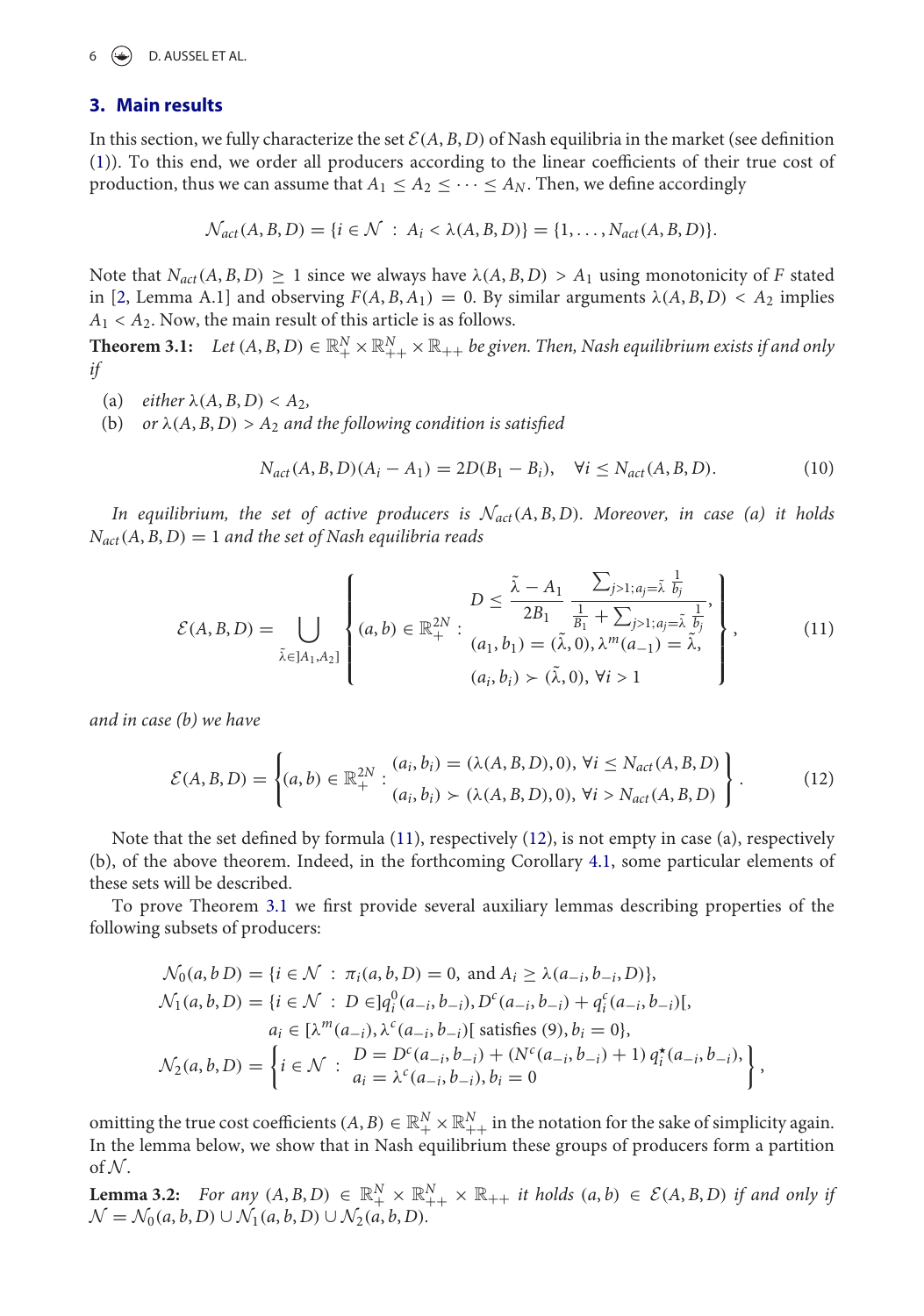## 3. Main results

In this section, we fully characterize the set $\mathcal{E}(A, B, D)$ of Nash equilibria in the market (see definition (1)). To this end, we order all producers according to the linear coefficients of their true cost of production, thus we can assume that $A_1 \leq A_2 \leq \cdots \leq A_N$. Then, we define accordingly

$$\mathcal{N}_{act}(A, B, D) = \{i \in \mathcal{N} \; : \; A_i < \lambda(A, B, D)\} = \{1, \ldots, N_{act}(A, B, D)\}.$$

Note that $N_{act}(A, B, D) \geq 1$ since we always have $\lambda(A, B, D) > A_1$ using monotonicity of $F$ stated in [2, Lemma A.1] and observing $F(A, B, A_1) = 0$. By similar arguments $\lambda(A, B, D) < A_2$ implies $A_1 < A_2$. Now, the main result of this article is as follows.

**Theorem 3.1:** *Let $(A, B, D) \in \mathbb{R}^N_+ \times \mathbb{R}^N_{++} \times \mathbb{R}_{++}$ be given. Then, Nash equilibrium exists if and only if*

(a) *either $\lambda(A, B, D) < A_2$,*

(b) *or $\lambda(A, B, D) > A_2$ and the following condition is satisfied*

$$N_{act}(A, B, D)(A_i - A_1) = 2D(B_1 - B_i), \quad \forall i \leq N_{act}(A, B, D). \tag{10}$$

*In equilibrium, the set of active producers is $\mathcal{N}_{act}(A, B, D)$. Moreover, in case (a) it holds $N_{act}(A, B, D) = 1$ and the set of Nash equilibria reads*

$$\mathcal{E}(A, B, D) = \bigcup_{\tilde{\lambda} \in ]A_1, A_2]} \left\{ (a, b) \in \mathbb{R}^{2N}_+ : \begin{array}{c} D \leq \dfrac{\tilde{\lambda} - A_1}{2B_1} \dfrac{\sum_{j>1; a_j = \tilde{\lambda}} \frac{1}{b_j}}{\frac{1}{B_1} + \sum_{j>1; a_j = \tilde{\lambda}} \frac{1}{b_j}}, \\ (a_1, b_1) = (\tilde{\lambda}, 0), \lambda^m(a_{-1}) = \tilde{\lambda}, \\ (a_i, b_i) \succ (\tilde{\lambda}, 0), \; \forall i > 1 \end{array} \right\}, \tag{11}$$

*and in case (b) we have*

$$\mathcal{E}(A, B, D) = \left\{ (a, b) \in \mathbb{R}^{2N}_+ : \begin{array}{l} (a_i, b_i) = (\lambda(A, B, D), 0), \; \forall i \leq N_{act}(A, B, D) \\ (a_i, b_i) \succ (\lambda(A, B, D), 0), \; \forall i > N_{act}(A, B, D) \end{array} \right\}. \tag{12}$$

Note that the set defined by formula (11), respectively (12), is not empty in case (a), respectively (b), of the above theorem. Indeed, in the forthcoming Corollary 4.1, some particular elements of these sets will be described.

To prove Theorem 3.1 we first provide several auxiliary lemmas describing properties of the following subsets of producers:

$$\begin{aligned}
\mathcal{N}_0(a, b\, D) &= \{i \in \mathcal{N} \; : \; \pi_i(a, b, D) = 0, \text{ and } A_i \geq \lambda(a_{-i}, b_{-i}, D)\}, \\
\mathcal{N}_1(a, b, D) &= \{i \in \mathcal{N} \; : \; D \in ]q_i^0(a_{-i}, b_{-i}), D^c(a_{-i}, b_{-i}) + q_i^c(a_{-i}, b_{-i})[, \\
&\qquad a_i \in [\lambda^m(a_{-i}), \lambda^c(a_{-i}, b_{-i})[ \text{ satisfies (9)}, b_i = 0\}, \\
\mathcal{N}_2(a, b, D) &= \left\{ i \in \mathcal{N} \; : \; \begin{array}{l} D = D^c(a_{-i}, b_{-i}) + (N^c(a_{-i}, b_{-i}) + 1)\, q_i^\star(a_{-i}, b_{-i}), \\ a_i = \lambda^c(a_{-i}, b_{-i}), b_i = 0 \end{array} \right\},
\end{aligned}$$

omitting the true cost coefficients $(A, B) \in \mathbb{R}^N_+ \times \mathbb{R}^N_{++}$ in the notation for the sake of simplicity again. In the lemma below, we show that in Nash equilibrium these groups of producers form a partition of $\mathcal{N}$.

**Lemma 3.2:** *For any $(A, B, D) \in \mathbb{R}^N_+ \times \mathbb{R}^N_{++} \times \mathbb{R}_{++}$ it holds $(a, b) \in \mathcal{E}(A, B, D)$ if and only if $\mathcal{N} = \mathcal{N}_0(a, b, D) \cup \mathcal{N}_1(a, b, D) \cup \mathcal{N}_2(a, b, D)$.*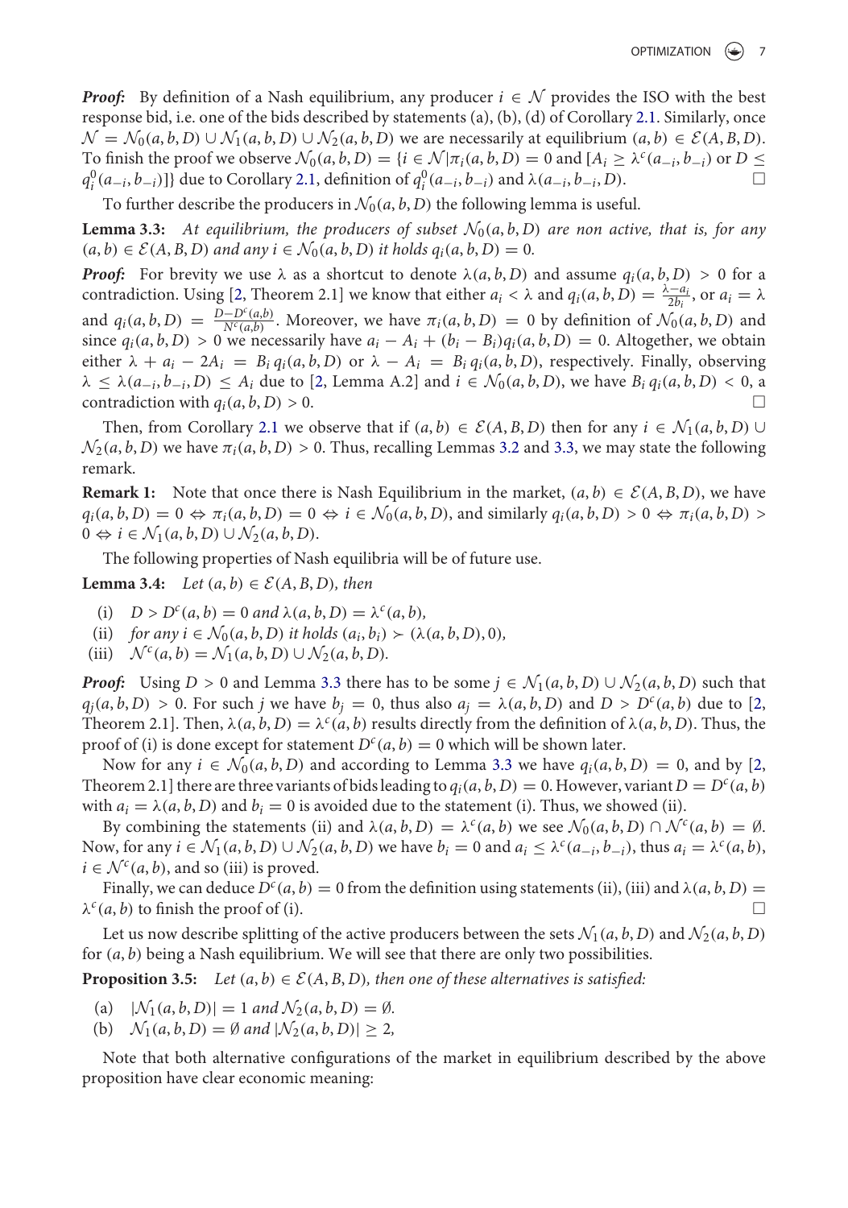***Proof:*** By definition of a Nash equilibrium, any producer $i \in \mathcal{N}$ provides the ISO with the best response bid, i.e. one of the bids described by statements (a), (b), (d) of Corollary 2.1. Similarly, once $\mathcal{N} = \mathcal{N}_0(a,b,D) \cup \mathcal{N}_1(a,b,D) \cup \mathcal{N}_2(a,b,D)$ we are necessarily at equilibrium $(a,b) \in \mathcal{E}(A,B,D)$. To finish the proof we observe $\mathcal{N}_0(a,b,D) = \{i \in \mathcal{N} | \pi_i(a,b,D) = 0$ and $[A_i \geq \lambda^c(a_{-i},b_{-i})$ or $D \leq q_i^0(a_{-i},b_{-i})]\}$ due to Corollary 2.1, definition of $q_i^0(a_{-i},b_{-i})$ and $\lambda(a_{-i},b_{-i},D)$. □

To further describe the producers in $\mathcal{N}_0(a,b,D)$ the following lemma is useful.

**Lemma 3.3:** *At equilibrium, the producers of subset $\mathcal{N}_0(a,b,D)$ are non active, that is, for any $(a,b) \in \mathcal{E}(A,B,D)$ and any $i \in \mathcal{N}_0(a,b,D)$ it holds $q_i(a,b,D) = 0$.*

***Proof:*** For brevity we use $\lambda$ as a shortcut to denote $\lambda(a,b,D)$ and assume $q_i(a,b,D) > 0$ for a contradiction. Using [2, Theorem 2.1] we know that either $a_i < \lambda$ and $q_i(a,b,D) = \frac{\lambda - a_i}{2b_i}$, or $a_i = \lambda$ and $q_i(a,b,D) = \frac{D - D^c(a,b)}{N^c(a,b)}$. Moreover, we have $\pi_i(a,b,D) = 0$ by definition of $\mathcal{N}_0(a,b,D)$ and since $q_i(a,b,D) > 0$ we necessarily have $a_i - A_i + (b_i - B_i)q_i(a,b,D) = 0$. Altogether, we obtain either $\lambda + a_i - 2A_i = B_i q_i(a,b,D)$ or $\lambda - A_i = B_i q_i(a,b,D)$, respectively. Finally, observing $\lambda \leq \lambda(a_{-i},b_{-i},D) \leq A_i$ due to [2, Lemma A.2] and $i \in \mathcal{N}_0(a,b,D)$, we have $B_i q_i(a,b,D) < 0$, a contradiction with $q_i(a,b,D) > 0$. □

Then, from Corollary 2.1 we observe that if $(a,b) \in \mathcal{E}(A,B,D)$ then for any $i \in \mathcal{N}_1(a,b,D) \cup \mathcal{N}_2(a,b,D)$ we have $\pi_i(a,b,D) > 0$. Thus, recalling Lemmas 3.2 and 3.3, we may state the following remark.

**Remark 1:** Note that once there is Nash Equilibrium in the market, $(a,b) \in \mathcal{E}(A,B,D)$, we have $q_i(a,b,D) = 0 \Leftrightarrow \pi_i(a,b,D) = 0 \Leftrightarrow i \in \mathcal{N}_0(a,b,D)$, and similarly $q_i(a,b,D) > 0 \Leftrightarrow \pi_i(a,b,D) > 0 \Leftrightarrow i \in \mathcal{N}_1(a,b,D) \cup \mathcal{N}_2(a,b,D)$.

The following properties of Nash equilibria will be of future use.

**Lemma 3.4:** *Let $(a,b) \in \mathcal{E}(A,B,D)$, then*

(i) $D > D^c(a,b) = 0$ *and* $\lambda(a,b,D) = \lambda^c(a,b)$,

(ii) *for any $i \in \mathcal{N}_0(a,b,D)$ it holds $(a_i,b_i) \succ (\lambda(a,b,D),0)$,*

(iii) $\mathcal{N}^c(a,b) = \mathcal{N}_1(a,b,D) \cup \mathcal{N}_2(a,b,D)$.

***Proof:*** Using $D > 0$ and Lemma 3.3 there has to be some $j \in \mathcal{N}_1(a,b,D) \cup \mathcal{N}_2(a,b,D)$ such that $q_j(a,b,D) > 0$. For such $j$ we have $b_j = 0$, thus also $a_j = \lambda(a,b,D)$ and $D > D^c(a,b)$ due to [2, Theorem 2.1]. Then, $\lambda(a,b,D) = \lambda^c(a,b)$ results directly from the definition of $\lambda(a,b,D)$. Thus, the proof of (i) is done except for statement $D^c(a,b) = 0$ which will be shown later.

Now for any $i \in \mathcal{N}_0(a,b,D)$ and according to Lemma 3.3 we have $q_i(a,b,D) = 0$, and by [2, Theorem 2.1] there are three variants of bids leading to $q_i(a,b,D) = 0$. However, variant $D = D^c(a,b)$ with $a_i = \lambda(a,b,D)$ and $b_i = 0$ is avoided due to the statement (i). Thus, we showed (ii).

By combining the statements (ii) and $\lambda(a,b,D) = \lambda^c(a,b)$ we see $\mathcal{N}_0(a,b,D) \cap \mathcal{N}^c(a,b) = \emptyset$. Now, for any $i \in \mathcal{N}_1(a,b,D) \cup \mathcal{N}_2(a,b,D)$ we have $b_i = 0$ and $a_i \leq \lambda^c(a_{-i},b_{-i})$, thus $a_i = \lambda^c(a,b)$, $i \in \mathcal{N}^c(a,b)$, and so (iii) is proved.

Finally, we can deduce $D^c(a,b) = 0$ from the definition using statements (ii), (iii) and $\lambda(a,b,D) = \lambda^c(a,b)$ to finish the proof of (i). □

Let us now describe splitting of the active producers between the sets $\mathcal{N}_1(a,b,D)$ and $\mathcal{N}_2(a,b,D)$ for $(a,b)$ being a Nash equilibrium. We will see that there are only two possibilities.

**Proposition 3.5:** *Let $(a,b) \in \mathcal{E}(A,B,D)$, then one of these alternatives is satisfied:*

(a) $|\mathcal{N}_1(a,b,D)| = 1$ *and* $\mathcal{N}_2(a,b,D) = \emptyset$.

(b) $\mathcal{N}_1(a,b,D) = \emptyset$ *and* $|\mathcal{N}_2(a,b,D)| \geq 2$,

Note that both alternative configurations of the market in equilibrium described by the above proposition have clear economic meaning: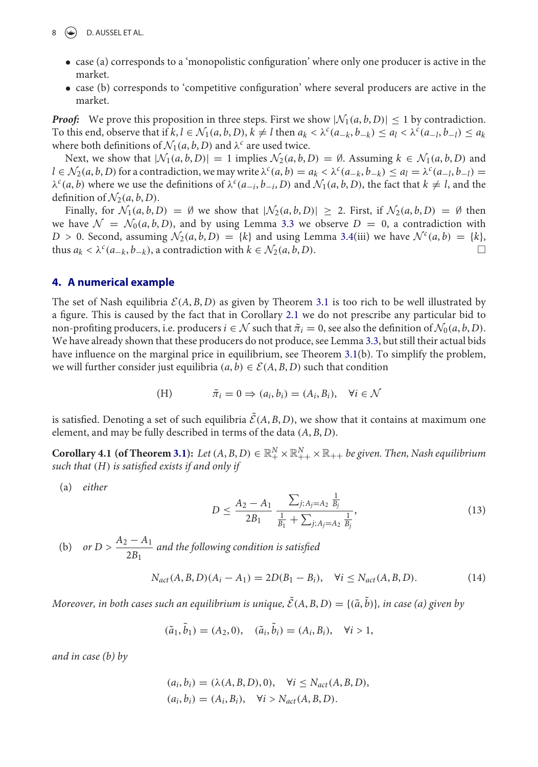- case (a) corresponds to a 'monopolistic configuration' where only one producer is active in the market.
- case (b) corresponds to 'competitive configuration' where several producers are active in the market.

***Proof:*** We prove this proposition in three steps. First we show $|\mathcal{N}_1(a,b,D)| \leq 1$ by contradiction. To this end, observe that if $k,l \in \mathcal{N}_1(a,b,D)$, $k \neq l$ then $a_k < \lambda^c(a_{-k}, b_{-k}) \leq a_l < \lambda^c(a_{-l}, b_{-l}) \leq a_k$ where both definitions of $\mathcal{N}_1(a,b,D)$ and $\lambda^c$ are used twice.

Next, we show that $|\mathcal{N}_1(a,b,D)| = 1$ implies $\mathcal{N}_2(a,b,D) = \emptyset$. Assuming $k \in \mathcal{N}_1(a,b,D)$ and $l \in \mathcal{N}_2(a,b,D)$ for a contradiction, we may write $\lambda^c(a,b) = a_k < \lambda^c(a_{-k}, b_{-k}) \leq a_l = \lambda^c(a_{-l}, b_{-l}) = \lambda^c(a,b)$ where we use the definitions of $\lambda^c(a_{-i}, b_{-i}, D)$ and $\mathcal{N}_1(a,b,D)$, the fact that $k \neq l$, and the definition of $\mathcal{N}_2(a,b,D)$.

Finally, for $\mathcal{N}_1(a,b,D) = \emptyset$ we show that $|\mathcal{N}_2(a,b,D)| \geq 2$. First, if $\mathcal{N}_2(a,b,D) = \emptyset$ then we have $\mathcal{N} = \mathcal{N}_0(a,b,D)$, and by using Lemma 3.3 we observe $D = 0$, a contradiction with $D > 0$. Second, assuming $\mathcal{N}_2(a,b,D) = \{k\}$ and using Lemma 3.4(iii) we have $\mathcal{N}^c(a,b) = \{k\}$, thus $a_k < \lambda^c(a_{-k}, b_{-k})$, a contradiction with $k \in \mathcal{N}_2(a,b,D)$. □

## 4. A numerical example

The set of Nash equilibria $\mathcal{E}(A,B,D)$ as given by Theorem 3.1 is too rich to be well illustrated by a figure. This is caused by the fact that in Corollary 2.1 we do not prescribe any particular bid to non-profiting producers, i.e. producers $i \in \mathcal{N}$ such that $\tilde{\pi}_i = 0$, see also the definition of $\mathcal{N}_0(a,b,D)$. We have already shown that these producers do not produce, see Lemma 3.3, but still their actual bids have influence on the marginal price in equilibrium, see Theorem 3.1(b). To simplify the problem, we will further consider just equilibria $(a,b) \in \mathcal{E}(A,B,D)$ such that condition

$$
\text{(H)} \qquad \tilde{\pi}_i = 0 \Rightarrow (a_i, b_i) = (A_i, B_i), \quad \forall i \in \mathcal{N}
$$

is satisfied. Denoting a set of such equilibria $\tilde{\mathcal{E}}(A,B,D)$, we show that it contains at maximum one element, and may be fully described in terms of the data $(A,B,D)$.

**Corollary 4.1 (of Theorem 3.1):** *Let $(A,B,D) \in \mathbb{R}^N_+ \times \mathbb{R}^N_{++} \times \mathbb{R}_{++}$ be given. Then, Nash equilibrium such that $(H)$ is satisfied exists if and only if*

(a) *either*

$$
D \leq \frac{A_2 - A_1}{2B_1} \frac{\sum_{j;A_j = A_2} \frac{1}{B_j}}{\frac{1}{B_1} + \sum_{j;A_j = A_2} \frac{1}{B_j}}, \tag{13}
$$

(b) *or $D > \dfrac{A_2 - A_1}{2B_1}$ and the following condition is satisfied*

$$
N_{act}(A,B,D)(A_i - A_1) = 2D(B_1 - B_i), \quad \forall i \leq N_{act}(A,B,D). \tag{14}
$$

*Moreover, in both cases such an equilibrium is unique, $\tilde{\mathcal{E}}(A,B,D) = \{(\tilde{a}, \tilde{b})\}$, in case (a) given by*

$$
(\tilde{a}_1, \tilde{b}_1) = (A_2, 0), \quad (\tilde{a}_i, \tilde{b}_i) = (A_i, B_i), \quad \forall i > 1,
$$

*and in case (b) by*

$$
(a_i, b_i) = (\lambda(A,B,D), 0), \quad \forall i \leq N_{act}(A,B,D),
$$
$$
(a_i, b_i) = (A_i, B_i), \quad \forall i > N_{act}(A,B,D).
$$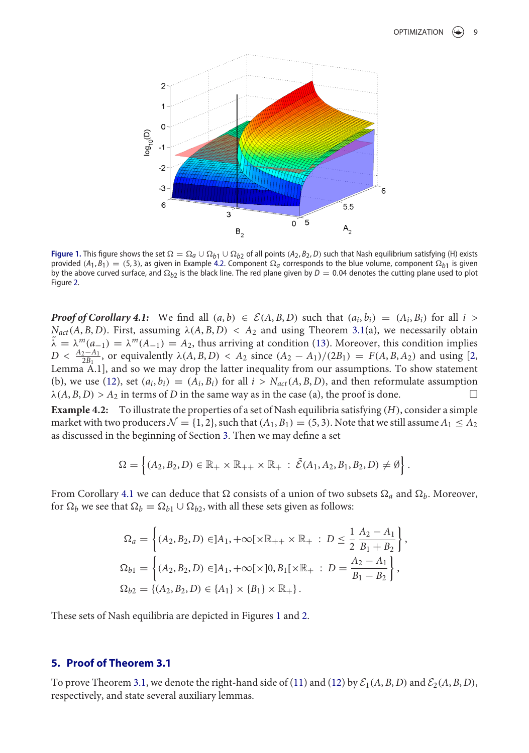**Figure 1.** This figure shows the set $\Omega = \Omega_a \cup \Omega_{b1} \cup \Omega_{b2}$ of all points $(A_2, B_2, D)$ such that Nash equilibrium satisfying (H) exists provided $(A_1, B_1) = (5, 3)$, as given in Example 4.2. Component $\Omega_a$ corresponds to the blue volume, component $\Omega_{b1}$ is given by the above curved surface, and $\Omega_{b2}$ is the black line. The red plane given by $D = 0.04$ denotes the cutting plane used to plot Figure 2.

***Proof of Corollary 4.1:*** We find all $(a, b) \in \mathcal{E}(A, B, D)$ such that $(a_i, b_i) = (A_i, B_i)$ for all $i > N_{act}(A, B, D)$. First, assuming $\lambda(A, B, D) < A_2$ and using Theorem 3.1(a), we necessarily obtain $\tilde{\lambda} = \lambda^m(a_{-1}) = \lambda^m(A_{-1}) = A_2$, thus arriving at condition (13). Moreover, this condition implies $D < \frac{A_2 - A_1}{2B_1}$, or equivalently $\lambda(A, B, D) < A_2$ since $(A_2 - A_1)/(2B_1) = F(A, B, A_2)$ and using [2, Lemma A.1], and so we may drop the latter inequality from our assumptions. To show statement (b), we use (12), set $(a_i, b_i) = (A_i, B_i)$ for all $i > N_{act}(A, B, D)$, and then reformulate assumption $\lambda(A, B, D) > A_2$ in terms of $D$ in the same way as in the case (a), the proof is done. □

**Example 4.2:** To illustrate the properties of a set of Nash equilibria satisfying $(H)$, consider a simple market with two producers $\mathcal{N} = \{1, 2\}$, such that $(A_1, B_1) = (5, 3)$. Note that we still assume $A_1 \leq A_2$ as discussed in the beginning of Section 3. Then we may define a set

$$\Omega = \left\{ (A_2, B_2, D) \in \mathbb{R}_+ \times \mathbb{R}_{++} \times \mathbb{R}_+ \ : \ \tilde{\mathcal{E}}(A_1, A_2, B_1, B_2, D) \neq \emptyset \right\}.$$

From Corollary 4.1 we can deduce that $\Omega$ consists of a union of two subsets $\Omega_a$ and $\Omega_b$. Moreover, for $\Omega_b$ we see that $\Omega_b = \Omega_{b1} \cup \Omega_{b2}$, with all these sets given as follows:

$$\Omega_a = \left\{ (A_2, B_2, D) \in ]A_1, +\infty[ \times \mathbb{R}_{++} \times \mathbb{R}_+ \ : \ D \leq \frac{1}{2} \frac{A_2 - A_1}{B_1 + B_2} \right\},$$

$$\Omega_{b1} = \left\{ (A_2, B_2, D) \in ]A_1, +\infty[ \times ]0, B_1[ \times \mathbb{R}_+ \ : \ D = \frac{A_2 - A_1}{B_1 - B_2} \right\},$$

$$\Omega_{b2} = \{ (A_2, B_2, D) \in \{A_1\} \times \{B_1\} \times \mathbb{R}_+ \}.$$

These sets of Nash equilibria are depicted in Figures 1 and 2.

## 5. Proof of Theorem 3.1

To prove Theorem 3.1, we denote the right-hand side of (11) and (12) by $\mathcal{E}_1(A, B, D)$ and $\mathcal{E}_2(A, B, D)$, respectively, and state several auxiliary lemmas.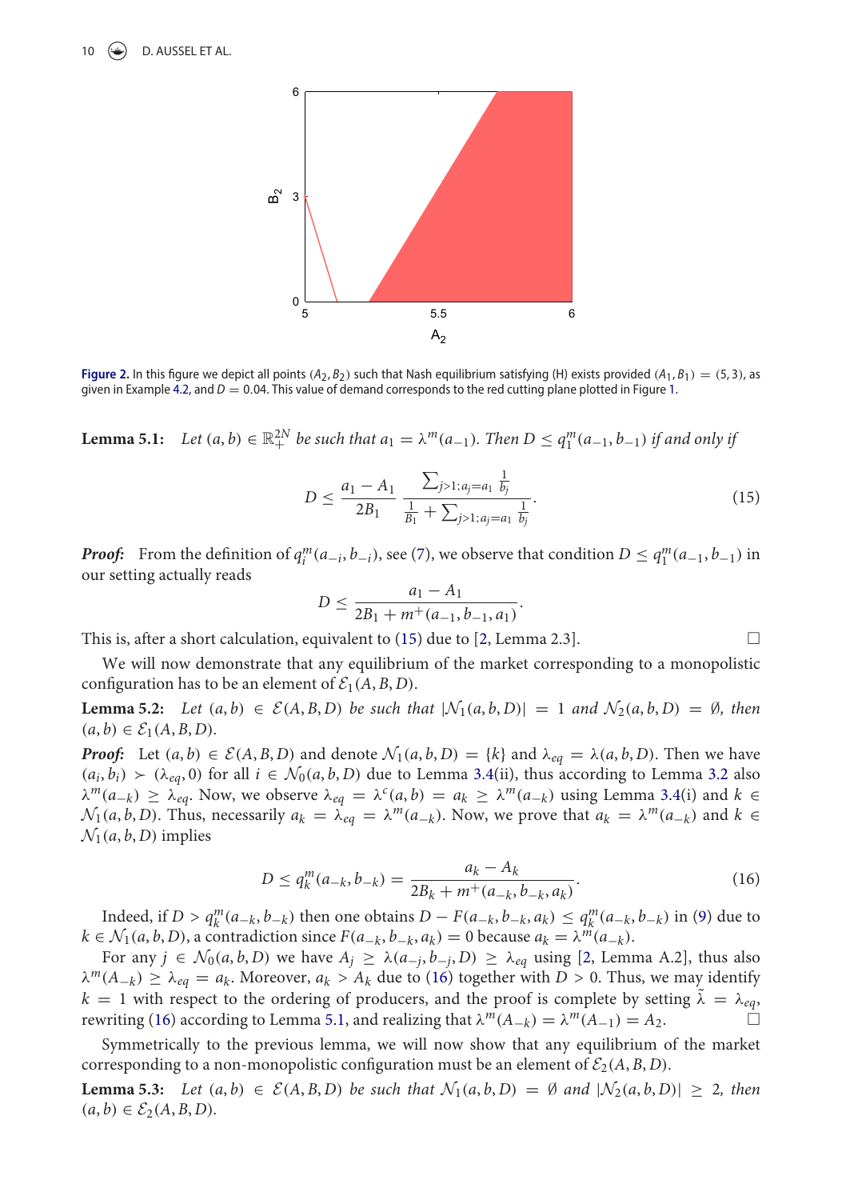**Figure 2.** In this figure we depict all points $(A_2, B_2)$ such that Nash equilibrium satisfying (H) exists provided $(A_1, B_1) = (5, 3)$, as given in Example 4.2, and $D = 0.04$. This value of demand corresponds to the red cutting plane plotted in Figure 1.

**Lemma 5.1:** *Let $(a, b) \in \mathbb{R}^{2N}_+$ be such that $a_1 = \lambda^m(a_{-1})$. Then $D \le q_1^m(a_{-1}, b_{-1})$ if and only if*

$$D \le \frac{a_1 - A_1}{2B_1} \frac{\sum_{j>1; a_j = a_1} \frac{1}{b_j}}{\frac{1}{B_1} + \sum_{j>1; a_j = a_1} \frac{1}{b_j}}. \tag{15}$$

***Proof:*** From the definition of $q_i^m(a_{-i}, b_{-i})$, see (7), we observe that condition $D \le q_1^m(a_{-1}, b_{-1})$ in our setting actually reads

$$D \le \frac{a_1 - A_1}{2B_1 + m^+(a_{-1}, b_{-1}, a_1)}.$$

This is, after a short calculation, equivalent to (15) due to [2, Lemma 2.3]. □

We will now demonstrate that any equilibrium of the market corresponding to a monopolistic configuration has to be an element of $\mathcal{E}_1(A, B, D)$.

**Lemma 5.2:** *Let $(a, b) \in \mathcal{E}(A, B, D)$ be such that $|\mathcal{N}_1(a, b, D)| = 1$ and $\mathcal{N}_2(a, b, D) = \emptyset$, then $(a, b) \in \mathcal{E}_1(A, B, D)$.*

***Proof:*** Let $(a, b) \in \mathcal{E}(A, B, D)$ and denote $\mathcal{N}_1(a, b, D) = \{k\}$ and $\lambda_{eq} = \lambda(a, b, D)$. Then we have $(a_i, b_i) \succ (\lambda_{eq}, 0)$ for all $i \in \mathcal{N}_0(a, b, D)$ due to Lemma 3.4(ii), thus according to Lemma 3.2 also $\lambda^m(a_{-k}) \ge \lambda_{eq}$. Now, we observe $\lambda_{eq} = \lambda^c(a, b) = a_k \ge \lambda^m(a_{-k})$ using Lemma 3.4(i) and $k \in \mathcal{N}_1(a, b, D)$. Thus, necessarily $a_k = \lambda_{eq} = \lambda^m(a_{-k})$. Now, we prove that $a_k = \lambda^m(a_{-k})$ and $k \in \mathcal{N}_1(a, b, D)$ implies

$$D \le q_k^m(a_{-k}, b_{-k}) = \frac{a_k - A_k}{2B_k + m^+(a_{-k}, b_{-k}, a_k)}. \tag{16}$$

Indeed, if $D > q_k^m(a_{-k}, b_{-k})$ then one obtains $D - F(a_{-k}, b_{-k}, a_k) \le q_k^m(a_{-k}, b_{-k})$ in (9) due to $k \in \mathcal{N}_1(a, b, D)$, a contradiction since $F(a_{-k}, b_{-k}, a_k) = 0$ because $a_k = \lambda^m(a_{-k})$.

For any $j \in \mathcal{N}_0(a, b, D)$ we have $A_j \ge \lambda(a_{-j}, b_{-j}, D) \ge \lambda_{eq}$ using [2, Lemma A.2], thus also $\lambda^m(A_{-k}) \ge \lambda_{eq} = a_k$. Moreover, $a_k > A_k$ due to (16) together with $D > 0$. Thus, we may identify $k = 1$ with respect to the ordering of producers, and the proof is complete by setting $\tilde{\lambda} = \lambda_{eq}$, rewriting (16) according to Lemma 5.1, and realizing that $\lambda^m(A_{-k}) = \lambda^m(A_{-1}) = A_2$. □

Symmetrically to the previous lemma, we will now show that any equilibrium of the market corresponding to a non-monopolistic configuration must be an element of $\mathcal{E}_2(A, B, D)$.

**Lemma 5.3:** *Let $(a, b) \in \mathcal{E}(A, B, D)$ be such that $\mathcal{N}_1(a, b, D) = \emptyset$ and $|\mathcal{N}_2(a, b, D)| \ge 2$, then $(a, b) \in \mathcal{E}_2(A, B, D)$.*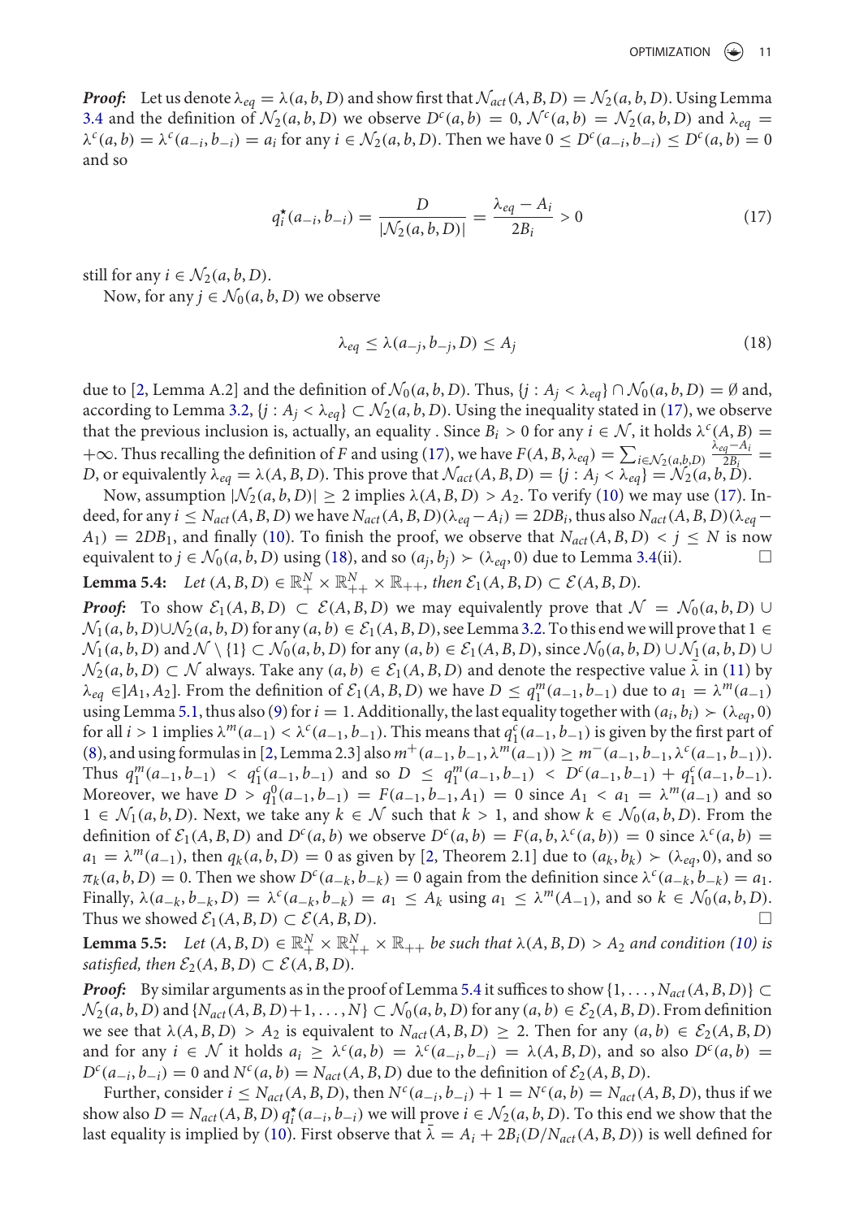***Proof:*** Let us denote $\lambda_{eq} = \lambda(a,b,D)$ and show first that $\mathcal{N}_{act}(A,B,D) = \mathcal{N}_2(a,b,D)$. Using Lemma 3.4 and the definition of $\mathcal{N}_2(a,b,D)$ we observe $D^c(a,b) = 0$, $\mathcal{N}^c(a,b) = \mathcal{N}_2(a,b,D)$ and $\lambda_{eq} = \lambda^c(a,b) = \lambda^c(a_{-i},b_{-i}) = a_i$ for any $i \in \mathcal{N}_2(a,b,D)$. Then we have $0 \le D^c(a_{-i},b_{-i}) \le D^c(a,b) = 0$ and so

$$q_i^\star(a_{-i},b_{-i}) = \frac{D}{|\mathcal{N}_2(a,b,D)|} = \frac{\lambda_{eq} - A_i}{2B_i} > 0 \tag{17}$$

still for any $i \in \mathcal{N}_2(a,b,D)$.

Now, for any $j \in \mathcal{N}_0(a,b,D)$ we observe

$$\lambda_{eq} \le \lambda(a_{-j},b_{-j},D) \le A_j \tag{18}$$

due to [2, Lemma A.2] and the definition of $\mathcal{N}_0(a,b,D)$. Thus, $\{j : A_j < \lambda_{eq}\} \cap \mathcal{N}_0(a,b,D) = \emptyset$ and, according to Lemma 3.2, $\{j : A_j < \lambda_{eq}\} \subset \mathcal{N}_2(a,b,D)$. Using the inequality stated in (17), we observe that the previous inclusion is, actually, an equality . Since $B_i > 0$ for any $i \in \mathcal{N}$, it holds $\lambda^c(A,B) = +\infty$. Thus recalling the definition of $F$ and using (17), we have $F(A,B,\lambda_{eq}) = \sum_{i\in\mathcal{N}_2(a,b,D)} \frac{\lambda_{eq}-A_i}{2B_i} = D$, or equivalently $\lambda_{eq} = \lambda(A,B,D)$. This prove that $\mathcal{N}_{act}(A,B,D) = \{j : A_j < \lambda_{eq}\} = \mathcal{N}_2(a,b,D)$.

Now, assumption $|\mathcal{N}_2(a,b,D)| \ge 2$ implies $\lambda(A,B,D) > A_2$. To verify (10) we may use (17). Indeed, for any $i \le N_{act}(A,B,D)$ we have $N_{act}(A,B,D)(\lambda_{eq} - A_i) = 2DB_i$, thus also $N_{act}(A,B,D)(\lambda_{eq} - A_1) = 2DB_1$, and finally (10). To finish the proof, we observe that $N_{act}(A,B,D) < j \le N$ is now equivalent to $j \in \mathcal{N}_0(a,b,D)$ using (18), and so $(a_j,b_j) \succ (\lambda_{eq},0)$ due to Lemma 3.4(ii). $\square$

**Lemma 5.4:** *Let $(A,B,D) \in \mathbb{R}_+^N \times \mathbb{R}_{++}^N \times \mathbb{R}_{++}$, then $\mathcal{E}_1(A,B,D) \subset \mathcal{E}(A,B,D)$.*

***Proof:*** To show $\mathcal{E}_1(A,B,D) \subset \mathcal{E}(A,B,D)$ we may equivalently prove that $\mathcal{N} = \mathcal{N}_0(a,b,D) \cup \mathcal{N}_1(a,b,D) \cup \mathcal{N}_2(a,b,D)$ for any $(a,b) \in \mathcal{E}_1(A,B,D)$, see Lemma 3.2. To this end we will prove that $1 \in \mathcal{N}_1(a,b,D)$ and $\mathcal{N} \setminus \{1\} \subset \mathcal{N}_0(a,b,D)$ for any $(a,b) \in \mathcal{E}_1(A,B,D)$, since $\mathcal{N}_0(a,b,D) \cup \mathcal{N}_1(a,b,D) \cup \mathcal{N}_2(a,b,D) \subset \mathcal{N}$ always. Take any $(a,b) \in \mathcal{E}_1(A,B,D)$ and denote the respective value $\bar\lambda$ in (11) by $\lambda_{eq} \in ]A_1,A_2]$. From the definition of $\mathcal{E}_1(A,B,D)$ we have $D \le q_1^m(a_{-1},b_{-1})$ due to $a_1 = \lambda^m(a_{-1})$ using Lemma 5.1, thus also (9) for $i = 1$. Additionally, the last equality together with $(a_i,b_i) \succ (\lambda_{eq},0)$ for all $i > 1$ implies $\lambda^m(a_{-1}) < \lambda^c(a_{-1},b_{-1})$. This means that $q_1^c(a_{-1},b_{-1})$ is given by the first part of (8), and using formulas in [2, Lemma 2.3] also $m^+(a_{-1},b_{-1},\lambda^m(a_{-1})) \ge m^-(a_{-1},b_{-1},\lambda^c(a_{-1},b_{-1}))$. Thus $q_1^m(a_{-1},b_{-1}) < q_1^c(a_{-1},b_{-1})$ and so $D \le q_1^m(a_{-1},b_{-1}) < D^c(a_{-1},b_{-1}) + q_1^c(a_{-1},b_{-1})$. Moreover, we have $D > q_1^0(a_{-1},b_{-1}) = F(a_{-1},b_{-1},A_1) = 0$ since $A_1 < a_1 = \lambda^m(a_{-1})$ and so $1 \in \mathcal{N}_1(a,b,D)$. Next, we take any $k \in \mathcal{N}$ such that $k > 1$, and show $k \in \mathcal{N}_0(a,b,D)$. From the definition of $\mathcal{E}_1(A,B,D)$ and $D^c(a,b)$ we observe $D^c(a,b) = F(a,b,\lambda^c(a,b)) = 0$ since $\lambda^c(a,b) = a_1 = \lambda^m(a_{-1})$, then $q_k(a,b,D) = 0$ as given by [2, Theorem 2.1] due to $(a_k,b_k) \succ (\lambda_{eq},0)$, and so $\pi_k(a,b,D) = 0$. Then we show $D^c(a_{-k},b_{-k}) = 0$ again from the definition since $\lambda^c(a_{-k},b_{-k}) = a_1$. Finally, $\lambda(a_{-k},b_{-k},D) = \lambda^c(a_{-k},b_{-k}) = a_1 \le A_k$ using $a_1 \le \lambda^m(A_{-1})$, and so $k \in \mathcal{N}_0(a,b,D)$. Thus we showed $\mathcal{E}_1(A,B,D) \subset \mathcal{E}(A,B,D)$. $\square$

**Lemma 5.5:** *Let $(A,B,D) \in \mathbb{R}_+^N \times \mathbb{R}_{++}^N \times \mathbb{R}_{++}$ be such that $\lambda(A,B,D) > A_2$ and condition (10) is satisfied, then $\mathcal{E}_2(A,B,D) \subset \mathcal{E}(A,B,D)$.*

***Proof:*** By similar arguments as in the proof of Lemma 5.4 it suffices to show $\{1,\dots,N_{act}(A,B,D)\} \subset \mathcal{N}_2(a,b,D)$ and $\{N_{act}(A,B,D)+1,\dots,N\} \subset \mathcal{N}_0(a,b,D)$ for any $(a,b) \in \mathcal{E}_2(A,B,D)$. From definition we see that $\lambda(A,B,D) > A_2$ is equivalent to $N_{act}(A,B,D) \ge 2$. Then for any $(a,b) \in \mathcal{E}_2(A,B,D)$ and for any $i \in \mathcal{N}$ it holds $a_i \ge \lambda^c(a,b) = \lambda^c(a_{-i},b_{-i}) = \lambda(A,B,D)$, and so also $D^c(a,b) = D^c(a_{-i},b_{-i}) = 0$ and $N^c(a,b) = N_{act}(A,B,D)$ due to the definition of $\mathcal{E}_2(A,B,D)$.

Further, consider $i \le N_{act}(A,B,D)$, then $N^c(a_{-i},b_{-i}) + 1 = N^c(a,b) = N_{act}(A,B,D)$, thus if we show also $D = N_{act}(A,B,D)\, q_i^\star(a_{-i},b_{-i})$ we will prove $i \in \mathcal{N}_2(a,b,D)$. To this end we show that the last equality is implied by (10). First observe that $\bar\lambda = A_i + 2B_i(D/N_{act}(A,B,D))$ is well defined for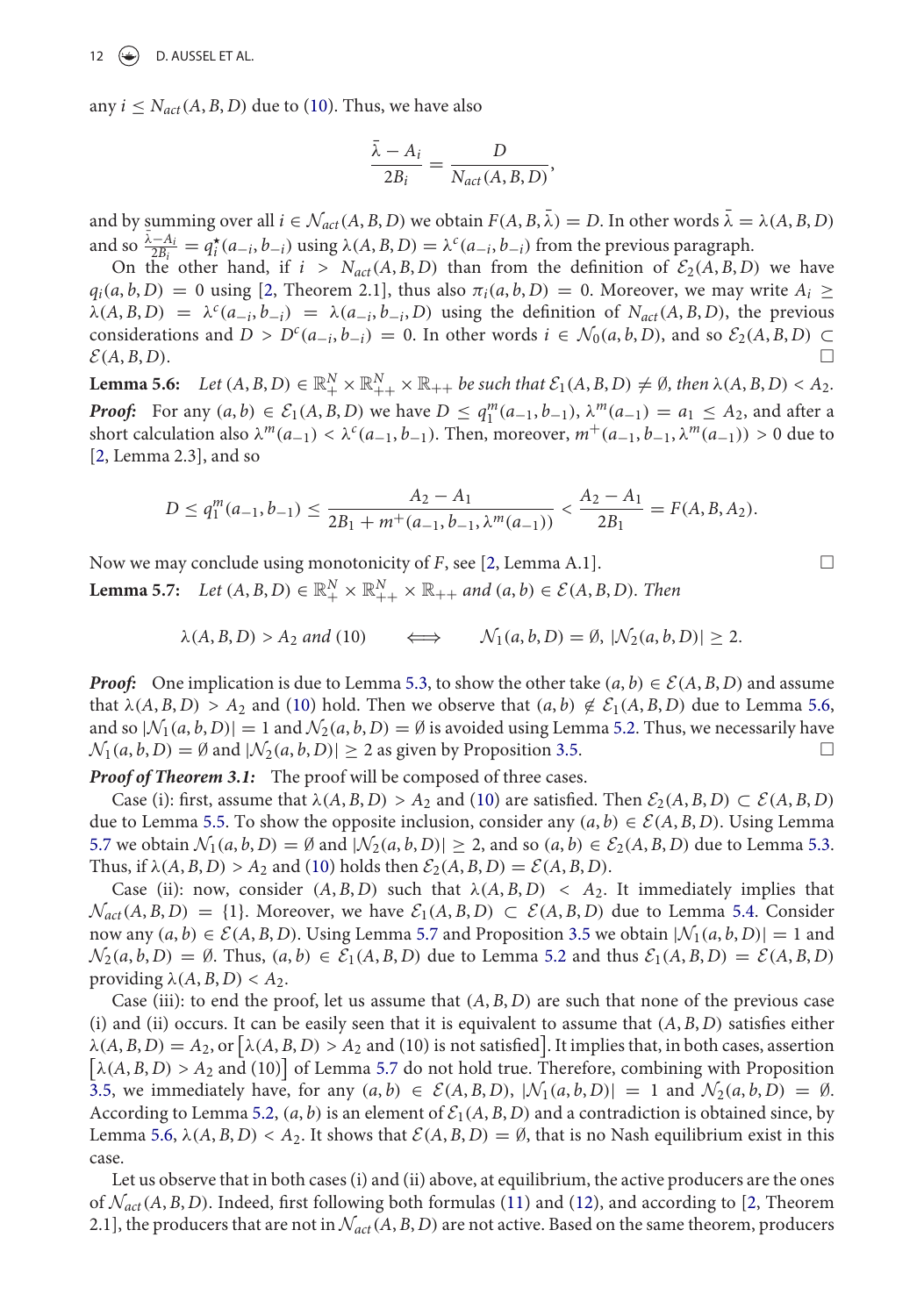any $i \le N_{act}(A,B,D)$ due to (10). Thus, we have also

$$\frac{\bar{\lambda} - A_i}{2B_i} = \frac{D}{N_{act}(A,B,D)},$$

and by summing over all $i \in \mathcal{N}_{act}(A,B,D)$ we obtain $F(A,B,\bar{\lambda}) = D$. In other words $\bar{\lambda} = \lambda(A,B,D)$ and so $\frac{\bar{\lambda}-A_i}{2B_i} = q_i^\star(a_{-i},b_{-i})$ using $\lambda(A,B,D) = \lambda^c(a_{-i},b_{-i})$ from the previous paragraph.

On the other hand, if $i > N_{act}(A,B,D)$ than from the definition of $\mathcal{E}_2(A,B,D)$ we have $q_i(a,b,D) = 0$ using [2, Theorem 2.1], thus also $\pi_i(a,b,D) = 0$. Moreover, we may write $A_i \ge \lambda(A,B,D) = \lambda^c(a_{-i},b_{-i}) = \lambda(a_{-i},b_{-i},D)$ using the definition of $N_{act}(A,B,D)$, the previous considerations and $D > D^c(a_{-i},b_{-i}) = 0$. In other words $i \in \mathcal{N}_0(a,b,D)$, and so $\mathcal{E}_2(A,B,D) \subset \mathcal{E}(A,B,D)$. □

**Lemma 5.6:** *Let $(A,B,D) \in \mathbb{R}_+^N \times \mathbb{R}_{++}^N \times \mathbb{R}_{++}$ be such that $\mathcal{E}_1(A,B,D) \neq \emptyset$, then $\lambda(A,B,D) < A_2$.*

***Proof:*** For any $(a,b) \in \mathcal{E}_1(A,B,D)$ we have $D \le q_1^m(a_{-1},b_{-1})$, $\lambda^m(a_{-1}) = a_1 \le A_2$, and after a short calculation also $\lambda^m(a_{-1}) < \lambda^c(a_{-1},b_{-1})$. Then, moreover, $m^+(a_{-1},b_{-1},\lambda^m(a_{-1})) > 0$ due to [2, Lemma 2.3], and so

$$D \le q_1^m(a_{-1},b_{-1}) \le \frac{A_2 - A_1}{2B_1 + m^+(a_{-1},b_{-1},\lambda^m(a_{-1}))} < \frac{A_2 - A_1}{2B_1} = F(A,B,A_2).$$

Now we may conclude using monotonicity of $F$, see [2, Lemma A.1]. □

**Lemma 5.7:** *Let $(A,B,D) \in \mathbb{R}_+^N \times \mathbb{R}_{++}^N \times \mathbb{R}_{++}$ and $(a,b) \in \mathcal{E}(A,B,D)$. Then*

$$\lambda(A,B,D) > A_2 \text{ and } (10) \qquad \Longleftrightarrow \qquad \mathcal{N}_1(a,b,D) = \emptyset,\ |\mathcal{N}_2(a,b,D)| \ge 2.$$

***Proof:*** One implication is due to Lemma 5.3, to show the other take $(a,b) \in \mathcal{E}(A,B,D)$ and assume that $\lambda(A,B,D) > A_2$ and (10) hold. Then we observe that $(a,b) \notin \mathcal{E}_1(A,B,D)$ due to Lemma 5.6, and so $|\mathcal{N}_1(a,b,D)| = 1$ and $\mathcal{N}_2(a,b,D) = \emptyset$ is avoided using Lemma 5.2. Thus, we necessarily have $\mathcal{N}_1(a,b,D) = \emptyset$ and $|\mathcal{N}_2(a,b,D)| \ge 2$ as given by Proposition 3.5. □

***Proof of Theorem 3.1:*** The proof will be composed of three cases.

Case (i): first, assume that $\lambda(A,B,D) > A_2$ and (10) are satisfied. Then $\mathcal{E}_2(A,B,D) \subset \mathcal{E}(A,B,D)$ due to Lemma 5.5. To show the opposite inclusion, consider any $(a,b) \in \mathcal{E}(A,B,D)$. Using Lemma 5.7 we obtain $\mathcal{N}_1(a,b,D) = \emptyset$ and $|\mathcal{N}_2(a,b,D)| \ge 2$, and so $(a,b) \in \mathcal{E}_2(A,B,D)$ due to Lemma 5.3. Thus, if $\lambda(A,B,D) > A_2$ and (10) holds then $\mathcal{E}_2(A,B,D) = \mathcal{E}(A,B,D)$.

Case (ii): now, consider $(A,B,D)$ such that $\lambda(A,B,D) < A_2$. It immediately implies that $\mathcal{N}_{act}(A,B,D) = \{1\}$. Moreover, we have $\mathcal{E}_1(A,B,D) \subset \mathcal{E}(A,B,D)$ due to Lemma 5.4. Consider now any $(a,b) \in \mathcal{E}(A,B,D)$. Using Lemma 5.7 and Proposition 3.5 we obtain $|\mathcal{N}_1(a,b,D)| = 1$ and $\mathcal{N}_2(a,b,D) = \emptyset$. Thus, $(a,b) \in \mathcal{E}_1(A,B,D)$ due to Lemma 5.2 and thus $\mathcal{E}_1(A,B,D) = \mathcal{E}(A,B,D)$ providing $\lambda(A,B,D) < A_2$.

Case (iii): to end the proof, let us assume that $(A,B,D)$ are such that none of the previous case (i) and (ii) occurs. It can be easily seen that it is equivalent to assume that $(A,B,D)$ satisfies either $\lambda(A,B,D) = A_2$, or $\left[\lambda(A,B,D) > A_2 \text{ and (10) is not satisfied}\right]$. It implies that, in both cases, assertion $\left[\lambda(A,B,D) > A_2 \text{ and (10)}\right]$ of Lemma 5.7 do not hold true. Therefore, combining with Proposition 3.5, we immediately have, for any $(a,b) \in \mathcal{E}(A,B,D)$, $|\mathcal{N}_1(a,b,D)| = 1$ and $\mathcal{N}_2(a,b,D) = \emptyset$. According to Lemma 5.2, $(a,b)$ is an element of $\mathcal{E}_1(A,B,D)$ and a contradiction is obtained since, by Lemma 5.6, $\lambda(A,B,D) < A_2$. It shows that $\mathcal{E}(A,B,D) = \emptyset$, that is no Nash equilibrium exist in this case.

Let us observe that in both cases (i) and (ii) above, at equilibrium, the active producers are the ones of $\mathcal{N}_{act}(A,B,D)$. Indeed, first following both formulas (11) and (12), and according to [2, Theorem 2.1], the producers that are not in $\mathcal{N}_{act}(A,B,D)$ are not active. Based on the same theorem, producers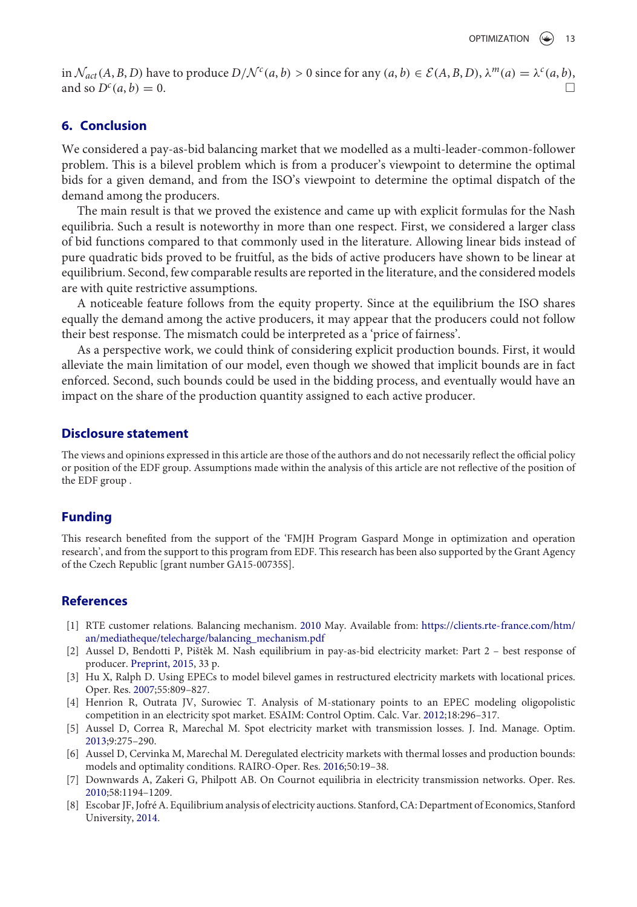in $\mathcal{N}_{act}(A, B, D)$ have to produce $D/\mathcal{N}^c(a, b) > 0$ since for any $(a, b) \in \mathcal{E}(A, B, D)$, $\lambda^m(a) = \lambda^c(a, b)$, and so $D^c(a, b) = 0$. □

## 6. Conclusion

We considered a pay-as-bid balancing market that we modelled as a multi-leader-common-follower problem. This is a bilevel problem which is from a producer's viewpoint to determine the optimal bids for a given demand, and from the ISO's viewpoint to determine the optimal dispatch of the demand among the producers.

The main result is that we proved the existence and came up with explicit formulas for the Nash equilibria. Such a result is noteworthy in more than one respect. First, we considered a larger class of bid functions compared to that commonly used in the literature. Allowing linear bids instead of pure quadratic bids proved to be fruitful, as the bids of active producers have shown to be linear at equilibrium. Second, few comparable results are reported in the literature, and the considered models are with quite restrictive assumptions.

A noticeable feature follows from the equity property. Since at the equilibrium the ISO shares equally the demand among the active producers, it may appear that the producers could not follow their best response. The mismatch could be interpreted as a 'price of fairness'.

As a perspective work, we could think of considering explicit production bounds. First, it would alleviate the main limitation of our model, even though we showed that implicit bounds are in fact enforced. Second, such bounds could be used in the bidding process, and eventually would have an impact on the share of the production quantity assigned to each active producer.

## Disclosure statement

The views and opinions expressed in this article are those of the authors and do not necessarily reflect the official policy or position of the EDF group. Assumptions made within the analysis of this article are not reflective of the position of the EDF group .

## Funding

This research benefited from the support of the 'FMJH Program Gaspard Monge in optimization and operation research', and from the support to this program from EDF. This research has been also supported by the Grant Agency of the Czech Republic [grant number GA15-00735S].

## References

[1] RTE customer relations. Balancing mechanism. 2010 May. Available from: https://clients.rte-france.com/htm/an/mediatheque/telecharge/balancing_mechanism.pdf

[2] Aussel D, Bendotti P, Pištěk M. Nash equilibrium in pay-as-bid electricity market: Part 2 – best response of producer. Preprint, 2015, 33 p.

[3] Hu X, Ralph D. Using EPECs to model bilevel games in restructured electricity markets with locational prices. Oper. Res. 2007;55:809–827.

[4] Henrion R, Outrata JV, Surowiec T. Analysis of M-stationary points to an EPEC modeling oligopolistic competition in an electricity spot market. ESAIM: Control Optim. Calc. Var. 2012;18:296–317.

[5] Aussel D, Correa R, Marechal M. Spot electricity market with transmission losses. J. Ind. Manage. Optim. 2013;9:275–290.

[6] Aussel D, Cervinka M, Marechal M. Deregulated electricity markets with thermal losses and production bounds: models and optimality conditions. RAIRO-Oper. Res. 2016;50:19–38.

[7] Downwards A, Zakeri G, Philpott AB. On Cournot equilibria in electricity transmission networks. Oper. Res. 2010;58:1194–1209.

[8] Escobar JF, Jofré A. Equilibrium analysis of electricity auctions. Stanford, CA: Department of Economics, Stanford University, 2014.